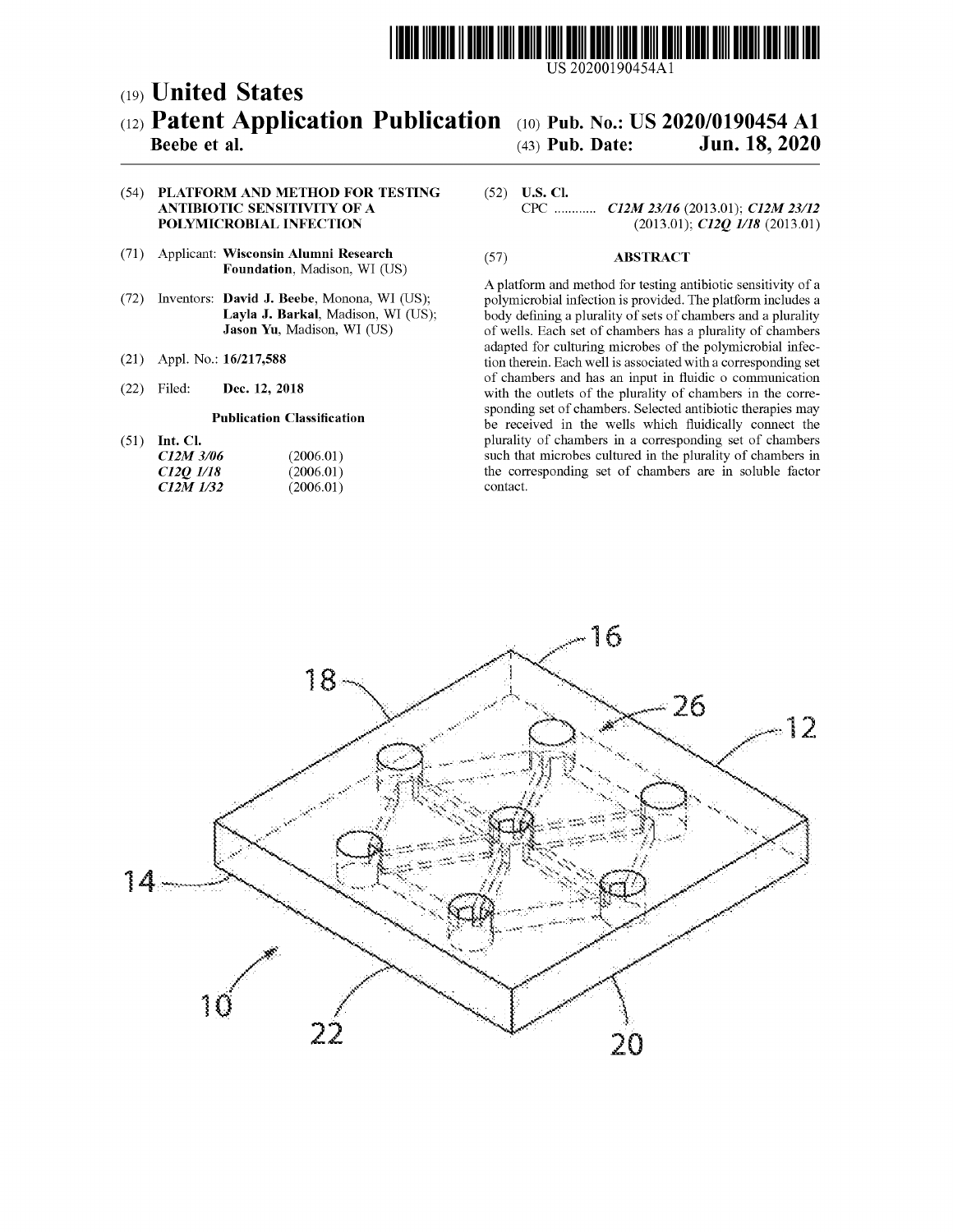US 20200190454A1

(19) **United States**

(12) **Patent Application Publication**

**Beebe et al.**

(10) **Pub. No.: US 2020/0190454 A1**

(43) **Pub. Date: Jun. 18, 2020**

(54) **PLATFORM AND METHOD FOR TESTING ANTIBIOTIC SENSITIVITY OF A POLYMICROBIAL INFECTION**

(71) Applicant: **Wisconsin Alumni Research Foundation**, Madison, WI (US)

(72) Inventors: **David J. Beebe**, Monona, WI (US); **Layla J. Barkal**, Madison, WI (US); **Jason Yu**, Madison, WI (US)

(21) Appl. No.: **16/217,588**

(22) Filed: **Dec. 12, 2018**

**Publication Classification**

(51) **Int. Cl.**

| | |
|---|---|
| *C12M 3/06* | (2006.01) |
| *C12Q 1/18* | (2006.01) |
| *C12M 1/32* | (2006.01) |

(52) **U.S. Cl.**

CPC ............ *C12M 23/16* (2013.01); *C12M 23/12* (2013.01); *C12Q 1/18* (2013.01)

(57) **ABSTRACT**

A platform and method for testing antibiotic sensitivity of a polymicrobial infection is provided. The platform includes a body defining a plurality of sets of chambers and a plurality of wells. Each set of chambers has a plurality of chambers adapted for culturing microbes of the polymicrobial infection therein. Each well is associated with a corresponding set of chambers and has an input in fluidic o communication with the outlets of the plurality of chambers in the corresponding set of chambers. Selected antibiotic therapies may be received in the wells which fluidically connect the plurality of chambers in a corresponding set of chambers such that microbes cultured in the plurality of chambers in the corresponding set of chambers are in soluble factor contact.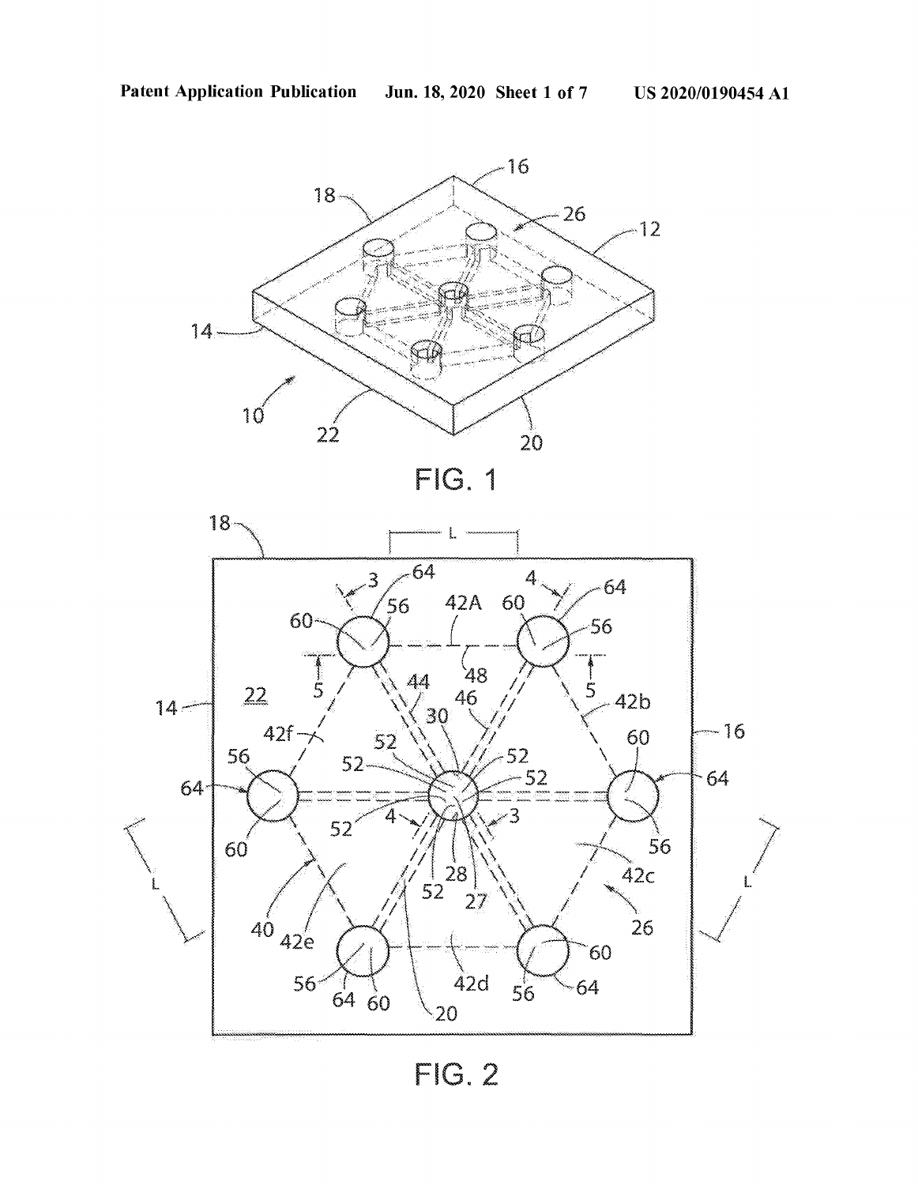FIG. 1

FIG. 2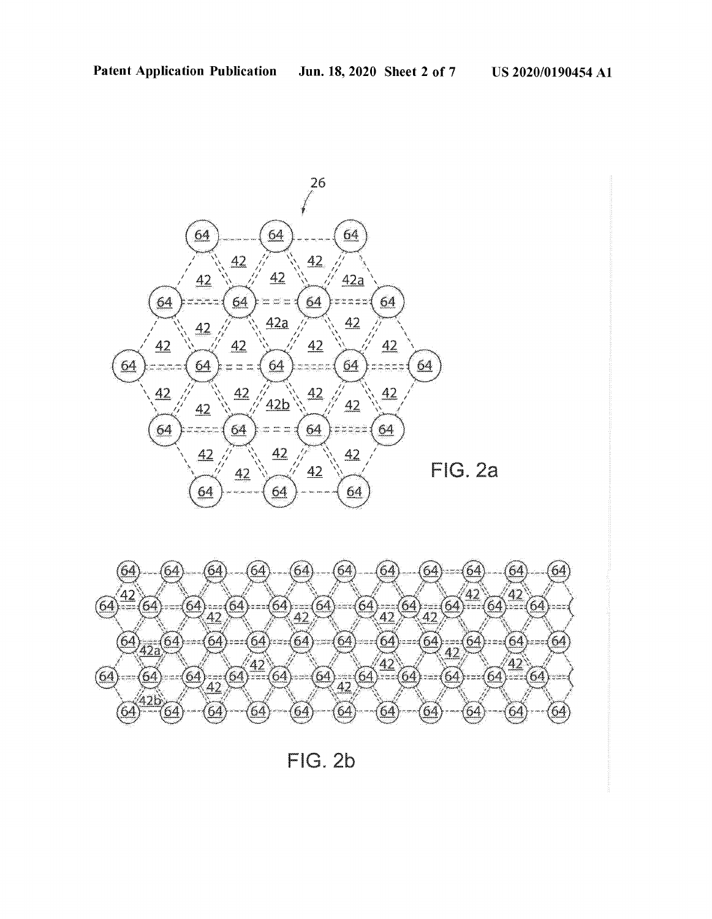FIG. 2a

FIG. 2b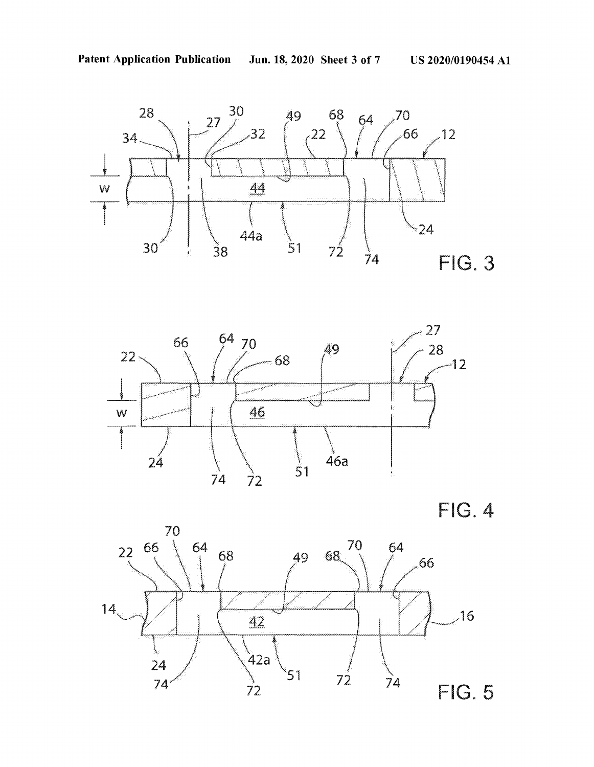FIG. 3

FIG. 4

FIG. 5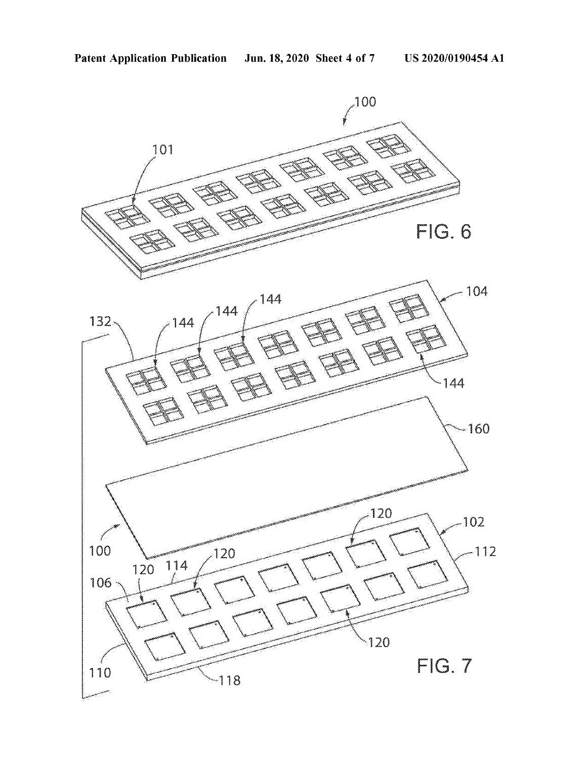FIG. 6

FIG. 7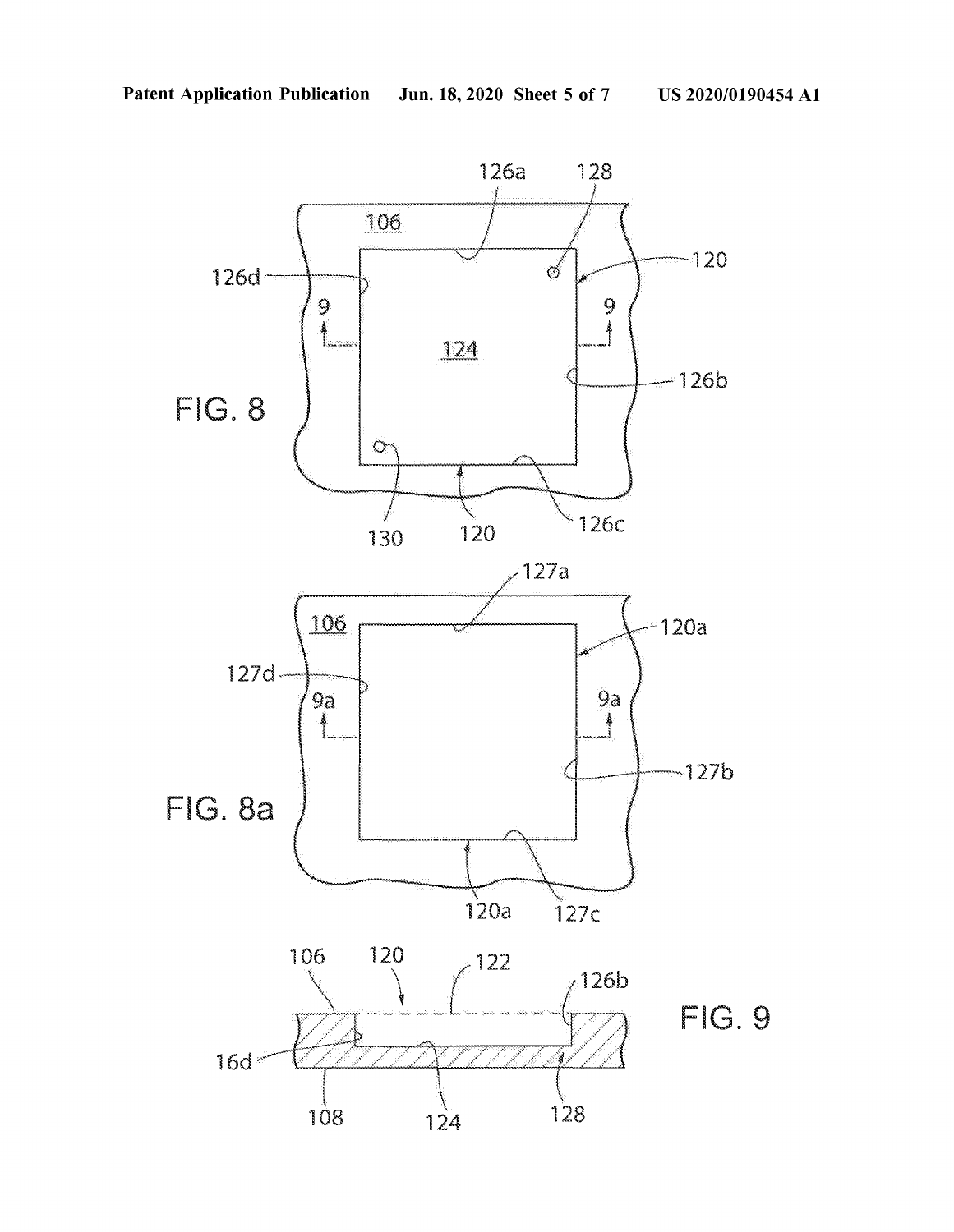FIG. 8

FIG. 8a

FIG. 9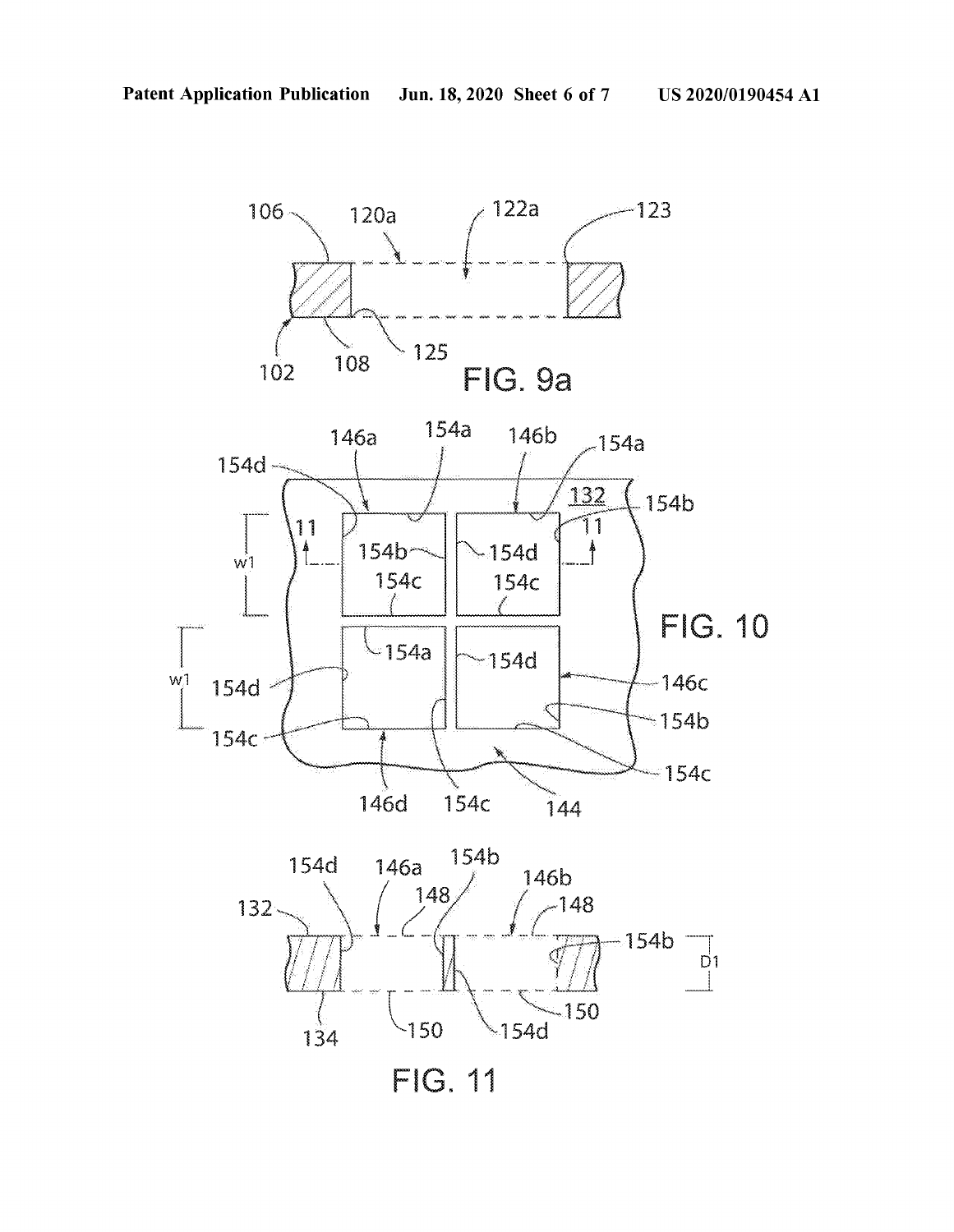FIG. 9a

FIG. 10

FIG. 11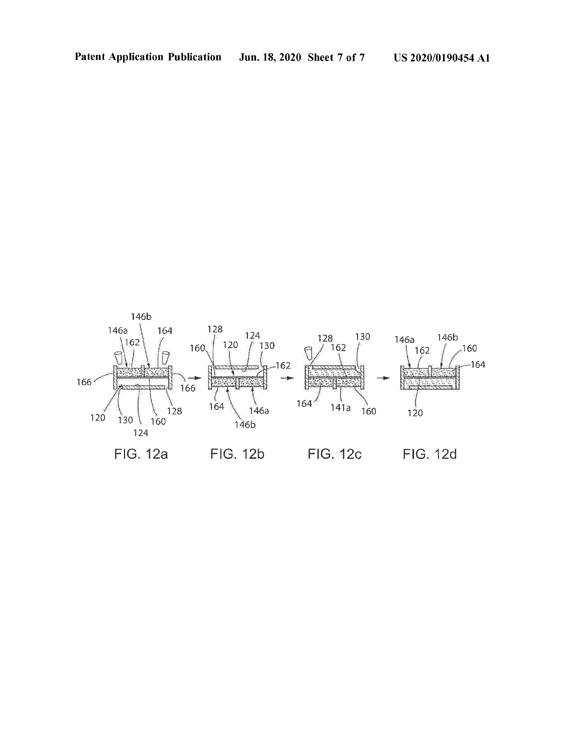FIG. 12a

FIG. 12b

FIG. 12c

FIG. 12d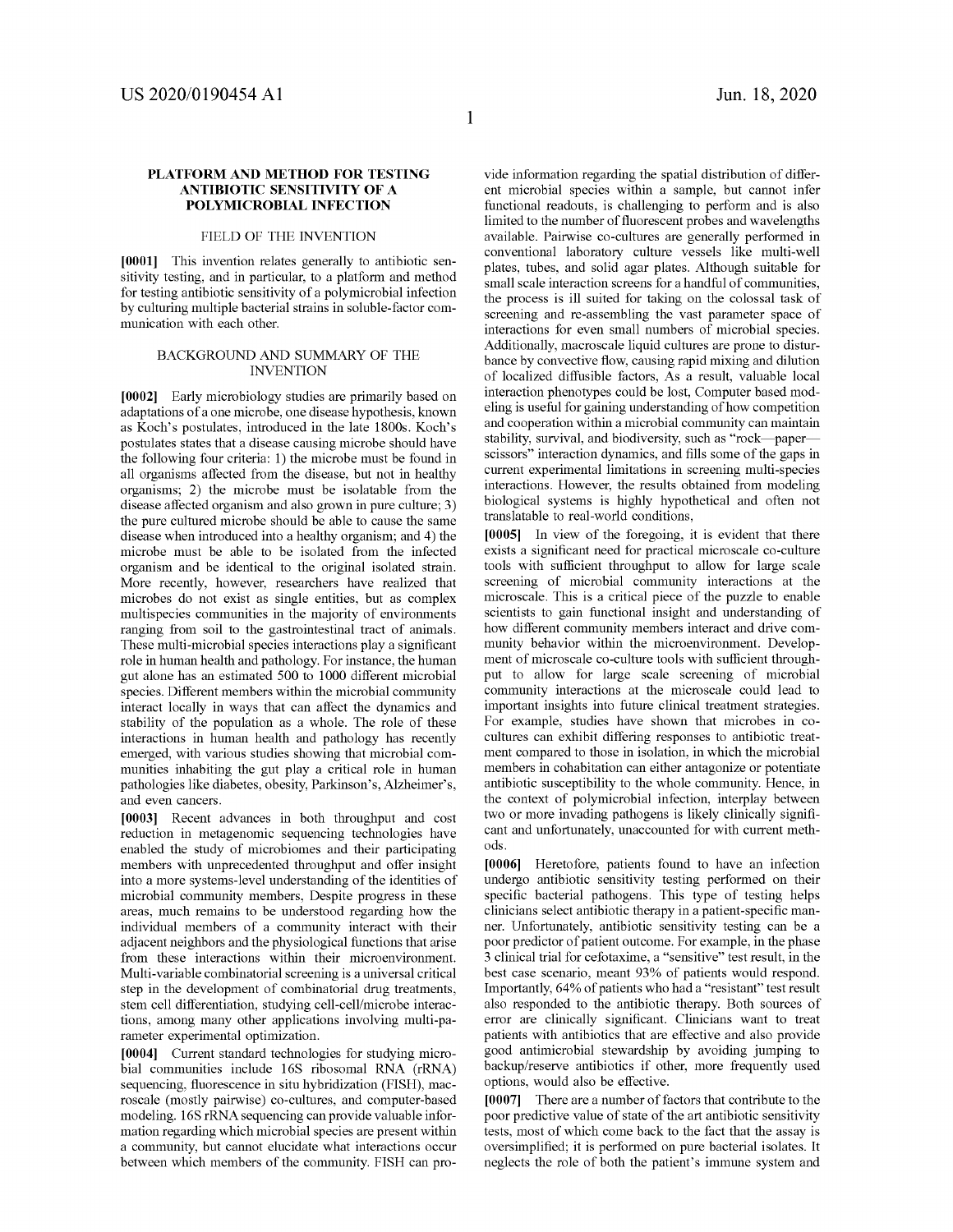# PLATFORM AND METHOD FOR TESTING ANTIBIOTIC SENSITIVITY OF A POLYMICROBIAL INFECTION

## FIELD OF THE INVENTION

**[0001]** This invention relates generally to antibiotic sensitivity testing, and in particular, to a platform and method for testing antibiotic sensitivity of a polymicrobial infection by culturing multiple bacterial strains in soluble-factor communication with each other.

## BACKGROUND AND SUMMARY OF THE INVENTION

**[0002]** Early microbiology studies are primarily based on adaptations of a one microbe, one disease hypothesis, known as Koch's postulates, introduced in the late 1800s. Koch's postulates states that a disease causing microbe should have the following four criteria: 1) the microbe must be found in all organisms affected from the disease, but not in healthy organisms; 2) the microbe must be isolatable from the disease affected organism and also grown in pure culture; 3) the pure cultured microbe should be able to cause the same disease when introduced into a healthy organism; and 4) the microbe must be able to be isolated from the infected organism and be identical to the original isolated strain. More recently, however, researchers have realized that microbes do not exist as single entities, but as complex multispecies communities in the majority of environments ranging from soil to the gastrointestinal tract of animals. These multi-microbial species interactions play a significant role in human health and pathology. For instance, the human gut alone has an estimated 500 to 1000 different microbial species. Different members within the microbial community interact locally in ways that can affect the dynamics and stability of the population as a whole. The role of these interactions in human health and pathology has recently emerged, with various studies showing that microbial communities inhabiting the gut play a critical role in human pathologies like diabetes, obesity, Parkinson's, Alzheimer's, and even cancers.

**[0003]** Recent advances in both throughput and cost reduction in metagenomic sequencing technologies have enabled the study of microbiomes and their participating members with unprecedented throughput and offer insight into a more systems-level understanding of the identities of microbial community members, Despite progress in these areas, much remains to be understood regarding how the individual members of a community interact with their adjacent neighbors and the physiological functions that arise from these interactions within their microenvironment. Multi-variable combinatorial screening is a universal critical step in the development of combinatorial drug treatments, stem cell differentiation, studying cell-cell/microbe interactions, among many other applications involving multi-parameter experimental optimization.

**[0004]** Current standard technologies for studying microbial communities include 16S ribosomal RNA (rRNA) sequencing, fluorescence in situ hybridization (FISH), macroscale (mostly pairwise) co-cultures, and computer-based modeling. 16S rRNA sequencing can provide valuable information regarding which microbial species are present within a community, but cannot elucidate what interactions occur between which members of the community. FISH can provide information regarding the spatial distribution of different microbial species within a sample, but cannot infer functional readouts, is challenging to perform and is also limited to the number of fluorescent probes and wavelengths available. Pairwise co-cultures are generally performed in conventional laboratory culture vessels like multi-well plates, tubes, and solid agar plates. Although suitable for small scale interaction screens for a handful of communities, the process is ill suited for taking on the colossal task of screening and re-assembling the vast parameter space of interactions for even small numbers of microbial species. Additionally, macroscale liquid cultures are prone to disturbance by convective flow, causing rapid mixing and dilution of localized diffusible factors, As a result, valuable local interaction phenotypes could be lost, Computer based modeling is useful for gaining understanding of how competition and cooperation within a microbial community can maintain stability, survival, and biodiversity, such as "rock—paper—scissors" interaction dynamics, and fills some of the gaps in current experimental limitations in screening multi-species interactions. However, the results obtained from modeling biological systems is highly hypothetical and often not translatable to real-world conditions,

**[0005]** In view of the foregoing, it is evident that there exists a significant need for practical microscale co-culture tools with sufficient throughput to allow for large scale screening of microbial community interactions at the microscale. This is a critical piece of the puzzle to enable scientists to gain functional insight and understanding of how different community members interact and drive community behavior within the microenvironment. Development of microscale co-culture tools with sufficient throughput to allow for large scale screening of microbial community interactions at the microscale could lead to important insights into future clinical treatment strategies. For example, studies have shown that microbes in co-cultures can exhibit differing responses to antibiotic treatment compared to those in isolation, in which the microbial members in cohabitation can either antagonize or potentiate antibiotic susceptibility to the whole community. Hence, in the context of polymicrobial infection, interplay between two or more invading pathogens is likely clinically significant and unfortunately, unaccounted for with current methods.

**[0006]** Heretofore, patients found to have an infection undergo antibiotic sensitivity testing performed on their specific bacterial pathogens. This type of testing helps clinicians select antibiotic therapy in a patient-specific manner. Unfortunately, antibiotic sensitivity testing can be a poor predictor of patient outcome. For example, in the phase 3 clinical trial for cefotaxime, a "sensitive" test result, in the best case scenario, meant 93% of patients would respond. Importantly, 64% of patients who had a "resistant" test result also responded to the antibiotic therapy. Both sources of error are clinically significant. Clinicians want to treat patients with antibiotics that are effective and also provide good antimicrobial stewardship by avoiding jumping to backup/reserve antibiotics if other, more frequently used options, would also be effective.

**[0007]** There are a number of factors that contribute to the poor predictive value of state of the art antibiotic sensitivity tests, most of which come back to the fact that the assay is oversimplified; it is performed on pure bacterial isolates. It neglects the role of both the patient's immune system and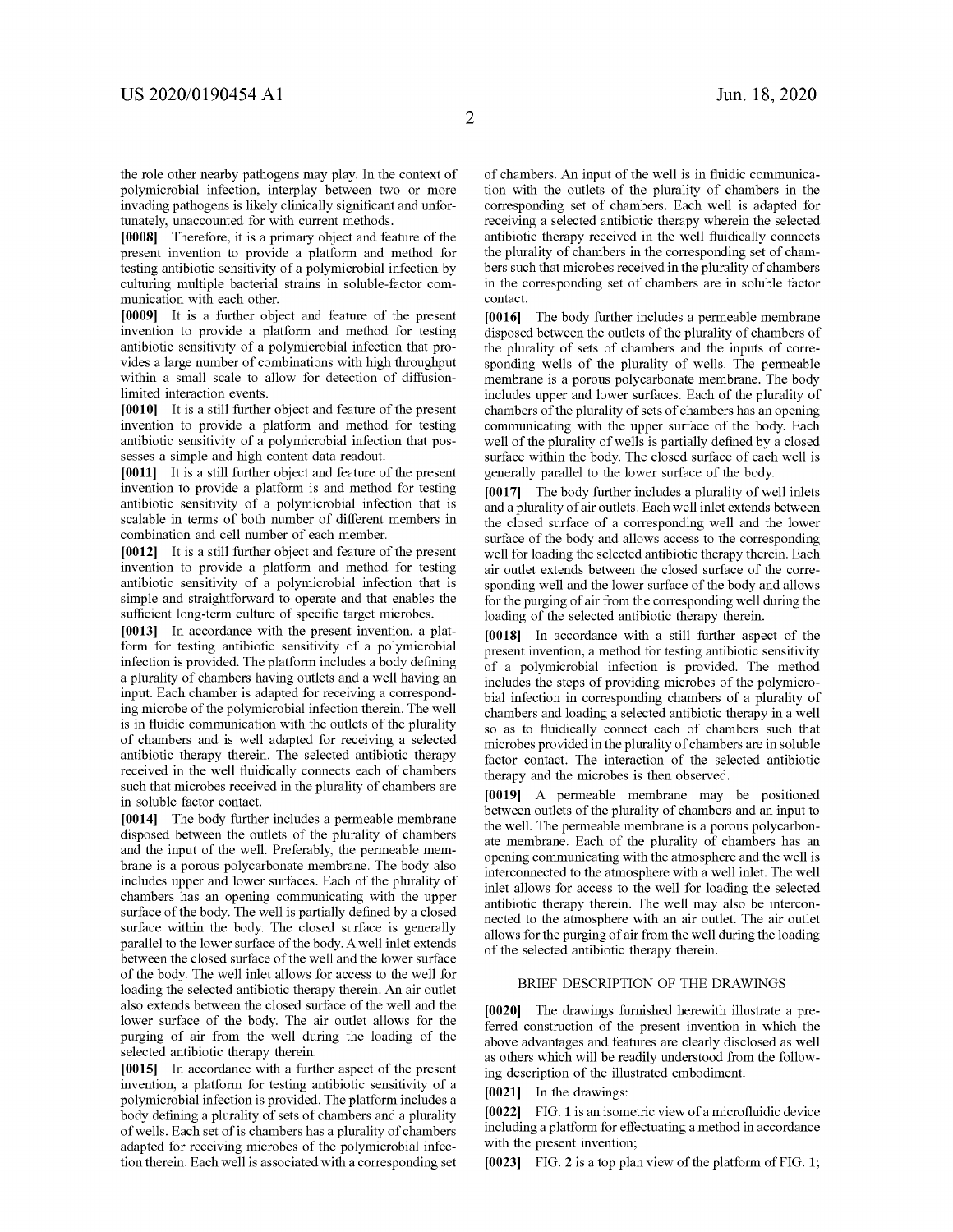the role other nearby pathogens may play. In the context of polymicrobial infection, interplay between two or more invading pathogens is likely clinically significant and unfortunately, unaccounted for with current methods.

**[0008]** Therefore, it is a primary object and feature of the present invention to provide a platform and method for testing antibiotic sensitivity of a polymicrobial infection by culturing multiple bacterial strains in soluble-factor communication with each other.

**[0009]** It is a further object and feature of the present invention to provide a platform and method for testing antibiotic sensitivity of a polymicrobial infection that provides a large number of combinations with high throughput within a small scale to allow for detection of diffusion-limited interaction events.

**[0010]** It is a still further object and feature of the present invention to provide a platform and method for testing antibiotic sensitivity of a polymicrobial infection that possesses a simple and high content data readout.

**[0011]** It is a still further object and feature of the present invention to provide a platform is and method for testing antibiotic sensitivity of a polymicrobial infection that is scalable in terms of both number of different members in combination and cell number of each member.

**[0012]** It is a still further object and feature of the present invention to provide a platform and method for testing antibiotic sensitivity of a polymicrobial infection that is simple and straightforward to operate and that enables the sufficient long-term culture of specific target microbes.

**[0013]** In accordance with the present invention, a platform for testing antibiotic sensitivity of a polymicrobial infection is provided. The platform includes a body defining a plurality of chambers having outlets and a well having an input. Each chamber is adapted for receiving a corresponding microbe of the polymicrobial infection therein. The well is in fluidic communication with the outlets of the plurality of chambers and is well adapted for receiving a selected antibiotic therapy therein. The selected antibiotic therapy received in the well fluidically connects each of chambers such that microbes received in the plurality of chambers are in soluble factor contact.

**[0014]** The body further includes a permeable membrane disposed between the outlets of the plurality of chambers and the input of the well. Preferably, the permeable membrane is a porous polycarbonate membrane. The body also includes upper and lower surfaces. Each of the plurality of chambers has an opening communicating with the upper surface of the body. The well is partially defined by a closed surface within the body. The closed surface is generally parallel to the lower surface of the body. A well inlet extends between the closed surface of the well and the lower surface of the body. The well inlet allows for access to the well for loading the selected antibiotic therapy therein. An air outlet also extends between the closed surface of the well and the lower surface of the body. The air outlet allows for the purging of air from the well during the loading of the selected antibiotic therapy therein.

**[0015]** In accordance with a further aspect of the present invention, a platform for testing antibiotic sensitivity of a polymicrobial infection is provided. The platform includes a body defining a plurality of sets of chambers and a plurality of wells. Each set of is chambers has a plurality of chambers adapted for receiving microbes of the polymicrobial infection therein. Each well is associated with a corresponding set of chambers. An input of the well is in fluidic communication with the outlets of the plurality of chambers in the corresponding set of chambers. Each well is adapted for receiving a selected antibiotic therapy wherein the selected antibiotic therapy received in the well fluidically connects the plurality of chambers in the corresponding set of chambers such that microbes received in the plurality of chambers in the corresponding set of chambers are in soluble factor contact.

**[0016]** The body further includes a permeable membrane disposed between the outlets of the plurality of chambers of the plurality of sets of chambers and the inputs of corresponding wells of the plurality of wells. The permeable membrane is a porous polycarbonate membrane. The body includes upper and lower surfaces. Each of the plurality of chambers of the plurality of sets of chambers has an opening communicating with the upper surface of the body. Each well of the plurality of wells is partially defined by a closed surface within the body. The closed surface of each well is generally parallel to the lower surface of the body.

**[0017]** The body further includes a plurality of well inlets and a plurality of air outlets. Each well inlet extends between the closed surface of a corresponding well and the lower surface of the body and allows access to the corresponding well for loading the selected antibiotic therapy therein. Each air outlet extends between the closed surface of the corresponding well and the lower surface of the body and allows for the purging of air from the corresponding well during the loading of the selected antibiotic therapy therein.

**[0018]** In accordance with a still further aspect of the present invention, a method for testing antibiotic sensitivity of a polymicrobial infection is provided. The method includes the steps of providing microbes of the polymicrobial infection in corresponding chambers of a plurality of chambers and loading a selected antibiotic therapy in a well so as to fluidically connect each of chambers such that microbes provided in the plurality of chambers are in soluble factor contact. The interaction of the selected antibiotic therapy and the microbes is then observed.

**[0019]** A permeable membrane may be positioned between outlets of the plurality of chambers and an input to the well. The permeable membrane is a porous polycarbonate membrane. Each of the plurality of chambers has an opening communicating with the atmosphere and the well is interconnected to the atmosphere with a well inlet. The well inlet allows for access to the well for loading the selected antibiotic therapy therein. The well may also be interconnected to the atmosphere with an air outlet. The air outlet allows for the purging of air from the well during the loading of the selected antibiotic therapy therein.

## BRIEF DESCRIPTION OF THE DRAWINGS

**[0020]** The drawings furnished herewith illustrate a preferred construction of the present invention in which the above advantages and features are clearly disclosed as well as others which will be readily understood from the following description of the illustrated embodiment.

**[0021]** In the drawings:

**[0022]** FIG. **1** is an isometric view of a microfluidic device including a platform for effectuating a method in accordance with the present invention;

**[0023]** FIG. **2** is a top plan view of the platform of FIG. **1**;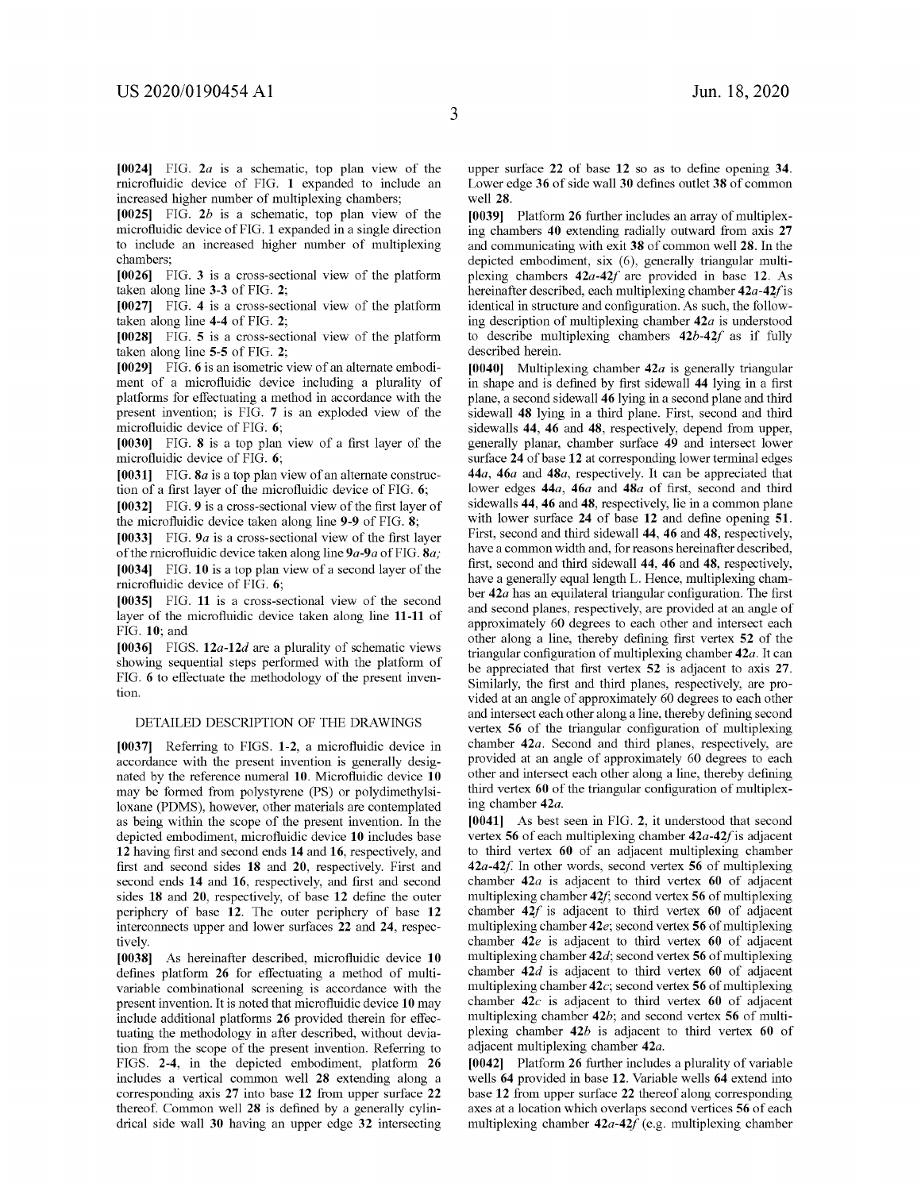**[0024]** FIG. **2a** is a schematic, top plan view of the rnicrofluidic device of FIG. **1** expanded to include an increased higher number of multiplexing chambers;

**[0025]** FIG. **2b** is a schematic, top plan view of the microfluidic device of FIG. **1** expanded in a single direction to include an increased higher number of multiplexing chambers;

**[0026]** FIG. **3** is a cross-sectional view of the platform taken along line **3-3** of FIG. **2**;

**[0027]** FIG. **4** is a cross-sectional view of the platform taken along line **4-4** of FIG. **2**;

**[0028]** FIG. **5** is a cross-sectional view of the platform taken along line **5-5** of FIG. **2**;

**[0029]** FIG. **6** is an isometric view of an alternate embodiment of a microfluidic device including a plurality of platforms for effectuating a method in accordance with the present invention; is FIG. **7** is an exploded view of the microfluidic device of FIG. **6**;

**[0030]** FIG. **8** is a top plan view of a first layer of the microfluidic device of FIG. **6**;

**[0031]** FIG. **8a** is a top plan view of an alternate construction of a first layer of the microfluidic device of FIG. **6**;

**[0032]** FIG. **9** is a cross-sectional view of the first layer of the microfluidic device taken along line **9-9** of FIG. **8**;

**[0033]** FIG. **9a** is a cross-sectional view of the first layer of the rnicrofluidic device taken along line **9a-9a** of FIG. **8a;**

**[0034]** FIG. **10** is a top plan view of a second layer of the rnicrofluidic device of FIG. **6**;

**[0035]** FIG. **11** is a cross-sectional view of the second layer of the microfluidic device taken along line **11-11** of FIG. **10**; and

**[0036]** FIGS. **12a-12d** are a plurality of schematic views showing sequential steps performed with the platform of FIG. **6** to effectuate the methodology of the present invention.

## DETAILED DESCRIPTION OF THE DRAWINGS

**[0037]** Referring to FIGS. **1-2**, a microfluidic device in accordance with the present invention is generally designated by the reference numeral **10**. Microfluidic device **10** may be formed from polystyrene (PS) or polydimethylsiloxane (PDMS), however, other materials are contemplated as being within the scope of the present invention. In the depicted embodiment, microfluidic device **10** includes base **12** having first and second ends **14** and **16**, respectively, and first and second sides **18** and **20**, respectively. First and second ends **14** and **16**, respectively, and first and second sides **18** and **20**, respectively, of base **12** define the outer periphery of base **12**. The outer periphery of base **12** interconnects upper and lower surfaces **22** and **24**, respectively.

**[0038]** As hereinafter described, microfluidic device **10** defines platform **26** for effectuating a method of multivariable combinational screening is accordance with the present invention. It is noted that microfluidic device **10** may include additional platforms **26** provided therein for effectuating the methodology in after described, without deviation from the scope of the present invention. Referring to FIGS. **2-4**, in the depicted embodiment, platform **26** includes a vertical common well **28** extending along a corresponding axis **27** into base **12** from upper surface **22** thereof. Common well **28** is defined by a generally cylindrical side wall **30** having an upper edge **32** intersecting upper surface **22** of base **12** so as to define opening **34**. Lower edge **36** of side wall **30** defines outlet **38** of common well **28**.

**[0039]** Platform **26** further includes an array of multiplexing chambers **40** extending radially outward from axis **27** and communicating with exit **38** of common well **28**. In the depicted embodiment, six (6), generally triangular multiplexing chambers **42a-42f** are provided in base **12**. As hereinafter described, each multiplexing chamber **42a-42f** is identical in structure and configuration. As such, the following description of multiplexing chamber **42a** is understood to describe multiplexing chambers **42b-42f** as if fully described herein.

**[0040]** Multiplexing chamber **42a** is generally triangular in shape and is defined by first sidewall **44** lying in a first plane, a second sidewall **46** lying in a second plane and third sidewall **48** lying in a third plane. First, second and third sidewalls **44**, **46** and **48**, respectively, depend from upper, generally planar, chamber surface **49** and intersect lower surface **24** of base **12** at corresponding lower terminal edges **44a**, **46a** and **48a**, respectively. It can be appreciated that lower edges **44a**, **46a** and **48a** of first, second and third sidewalls **44**, **46** and **48**, respectively, lie in a common plane with lower surface **24** of base **12** and define opening **51**. First, second and third sidewall **44**, **46** and **48**, respectively, have a common width and, for reasons hereinafter described, first, second and third sidewall **44**, **46** and **48**, respectively, have a generally equal length L. Hence, multiplexing chamber **42a** has an equilateral triangular configuration. The first and second planes, respectively, are provided at an angle of approximately 60 degrees to each other and intersect each other along a line, thereby defining first vertex **52** of the triangular configuration of multiplexing chamber **42a**. It can be appreciated that first vertex **52** is adjacent to axis **27**. Similarly, the first and third planes, respectively, are provided at an angle of approximately 60 degrees to each other and intersect each other along a line, thereby defining second vertex **56** of the triangular configuration of multiplexing chamber **42a**. Second and third planes, respectively, are provided at an angle of approximately 60 degrees to each other and intersect each other along a line, thereby defining third vertex **60** of the triangular configuration of multiplexing chamber **42a**.

**[0041]** As best seen in FIG. **2**, it understood that second vertex **56** of each multiplexing chamber **42a-42f** is adjacent to third vertex **60** of an adjacent multiplexing chamber **42a-42f**. In other words, second vertex **56** of multiplexing chamber **42a** is adjacent to third vertex **60** of adjacent multiplexing chamber **42f**; second vertex **56** of multiplexing chamber **42f** is adjacent to third vertex **60** of adjacent multiplexing chamber **42e**; second vertex **56** of multiplexing chamber **42e** is adjacent to third vertex **60** of adjacent multiplexing chamber **42d**; second vertex **56** of multiplexing chamber **42d** is adjacent to third vertex **60** of adjacent multiplexing chamber **42c**; second vertex **56** of multiplexing chamber **42c** is adjacent to third vertex **60** of adjacent multiplexing chamber **42b**; and second vertex **56** of multiplexing chamber **42b** is adjacent to third vertex **60** of adjacent multiplexing chamber **42a**.

**[0042]** Platform **26** further includes a plurality of variable wells **64** provided in base **12**. Variable wells **64** extend into base **12** from upper surface **22** thereof along corresponding axes at a location which overlaps second vertices **56** of each multiplexing chamber **42a-42f** (e.g. multiplexing chamber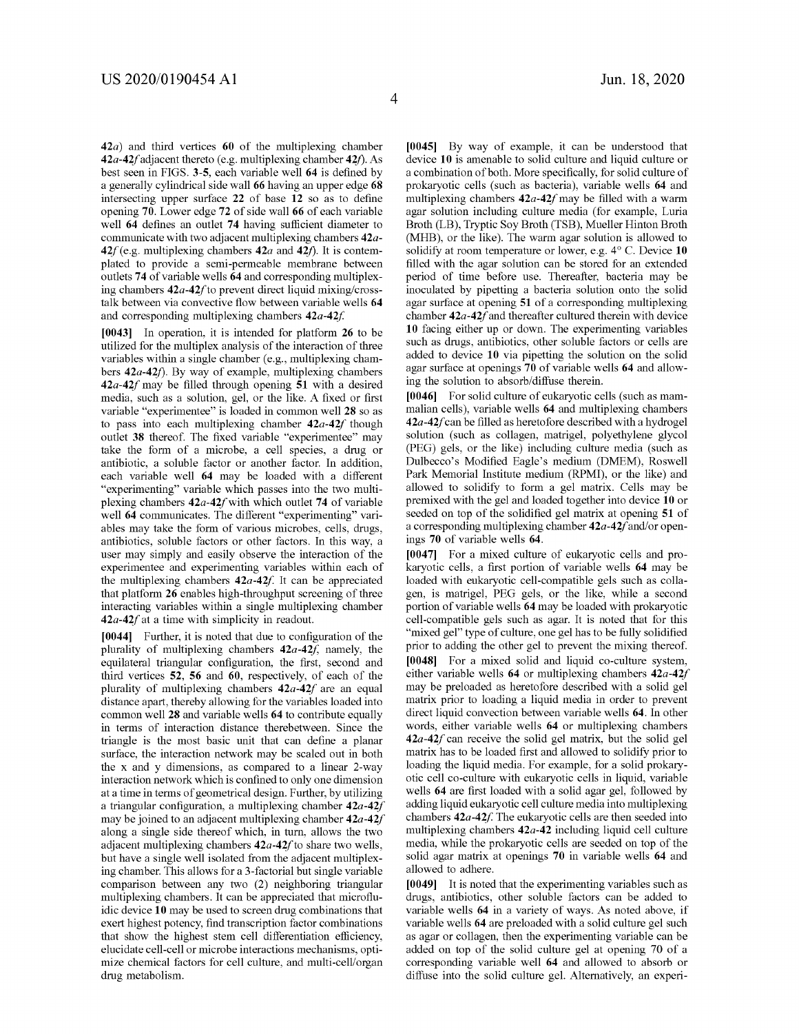**42a**) and third vertices **60** of the multiplexing chamber **42a-42f** adjacent thereto (e.g. multiplexing chamber **42f**). As best seen in FIGS. **3-5**, each variable well **64** is defined by a generally cylindrical side wall **66** having an upper edge **68** intersecting upper surface **22** of base **12** so as to define opening **70**. Lower edge **72** of side wall **66** of each variable well **64** defines an outlet **74** having sufficient diameter to communicate with two adjacent multiplexing chambers **42a-42f** (e.g. multiplexing chambers **42a** and **42f**). It is contemplated to provide a semi-permeable membrane between outlets **74** of variable wells **64** and corresponding multiplexing chambers **42a-42f** to prevent direct liquid mixing/cross-talk between via convective flow between variable wells **64** and corresponding multiplexing chambers **42a-42f**.

**[0043]** In operation, it is intended for platform **26** to be utilized for the multiplex analysis of the interaction of three variables within a single chamber (e.g., multiplexing chambers **42a-42f**). By way of example, multiplexing chambers **42a-42f** may be filled through opening **51** with a desired media, such as a solution, gel, or the like. A fixed or first variable "experimentee" is loaded in common well **28** so as to pass into each multiplexing chamber **42a-42f** though outlet **38** thereof. The fixed variable "experimentee" may take the form of a microbe, a cell species, a drug or antibiotic, a soluble factor or another factor. In addition, each variable well **64** may be loaded with a different "experimenting" variable which passes into the two multiplexing chambers **42a-42f** with which outlet **74** of variable well **64** communicates. The different "experimenting" variables may take the form of various microbes, cells, drugs, antibiotics, soluble factors or other factors. In this way, a user may simply and easily observe the interaction of the experimentee and experimenting variables within each of the multiplexing chambers **42a-42f**. It can be appreciated that platform **26** enables high-throughput screening of three interacting variables within a single multiplexing chamber **42a-42f** at a time with simplicity in readout.

**[0044]** Further, it is noted that due to configuration of the plurality of multiplexing chambers **42a-42f**, namely, the equilateral triangular configuration, the first, second and third vertices **52**, **56** and **60**, respectively, of each of the plurality of multiplexing chambers **42a-42f** are an equal distance apart, thereby allowing for the variables loaded into common well **28** and variable wells **64** to contribute equally in terms of interaction distance therebetween. Since the triangle is the most basic unit that can define a planar surface, the interaction network may be scaled out in both the x and y dimensions, as compared to a linear 2-way interaction network which is confined to only one dimension at a time in terms of geometrical design. Further, by utilizing a triangular configuration, a multiplexing chamber **42a-42f** may be joined to an adjacent multiplexing chamber **42a-42f** along a single side thereof which, in turn, allows the two adjacent multiplexing chambers **42a-42f** to share two wells, but have a single well isolated from the adjacent multiplexing chamber. This allows for a 3-factorial but single variable comparison between any two (2) neighboring triangular multiplexing chambers. It can be appreciated that microfluidic device **10** may be used to screen drug combinations that exert highest potency, find transcription factor combinations that show the highest stem cell differentiation efficiency, elucidate cell-cell or microbe interactions mechanisms, optimize chemical factors for cell culture, and multi-cell/organ drug metabolism.

**[0045]** By way of example, it can be understood that device **10** is amenable to solid culture and liquid culture or a combination of both. More specifically, for solid culture of prokaryotic cells (such as bacteria), variable wells **64** and multiplexing chambers **42a-42f** may be filled with a warm agar solution including culture media (for example, Luria Broth (LB), Tryptic Soy Broth (TSB), Mueller Hinton Broth (MHB), or the like). The warm agar solution is allowed to solidify at room temperature or lower, e.g. 4° C. Device **10** filled with the agar solution can be stored for an extended period of time before use. Thereafter, bacteria may be inoculated by pipetting a bacteria solution onto the solid agar surface at opening **51** of a corresponding multiplexing chamber **42a-42f** and thereafter cultured therein with device **10** facing either up or down. The experimenting variables such as drugs, antibiotics, other soluble factors or cells are added to device **10** via pipetting the solution on the solid agar surface at openings **70** of variable wells **64** and allowing the solution to absorb/diffuse therein.

**[0046]** For solid culture of eukaryotic cells (such as mammalian cells), variable wells **64** and multiplexing chambers **42a-42f** can be filled as heretofore described with a hydrogel solution (such as collagen, matrigel, polyethylene glycol (PEG) gels, or the like) including culture media (such as Dulbecco's Modified Eagle's medium (DMEM), Roswell Park Memorial Institute medium (RPMI), or the like) and allowed to solidify to form a gel matrix. Cells may be premixed with the gel and loaded together into device **10** or seeded on top of the solidified gel matrix at opening **51** of a corresponding multiplexing chamber **42a-42f** and/or openings **70** of variable wells **64**.

**[0047]** For a mixed culture of eukaryotic cells and prokaryotic cells, a first portion of variable wells **64** may be loaded with eukaryotic cell-compatible gels such as collagen, is matrigel, PEG gels, or the like, while a second portion of variable wells **64** may be loaded with prokaryotic cell-compatible gels such as agar. It is noted that for this "mixed gel" type of culture, one gel has to be fully solidified prior to adding the other gel to prevent the mixing thereof.

**[0048]** For a mixed solid and liquid co-culture system, either variable wells **64** or multiplexing chambers **42a-42f** may be preloaded as heretofore described with a solid gel matrix prior to loading a liquid media in order to prevent direct liquid convection between variable wells **64**. In other words, either variable wells **64** or multiplexing chambers **42a-42f** can receive the solid gel matrix, but the solid gel matrix has to be loaded first and allowed to solidify prior to loading the liquid media. For example, for a solid prokaryotic cell co-culture with eukaryotic cells in liquid, variable wells **64** are first loaded with a solid agar gel, followed by adding liquid eukaryotic cell culture media into multiplexing chambers **42a-42f**. The eukaryotic cells are then seeded into multiplexing chambers **42a-42** including liquid cell culture media, while the prokaryotic cells are seeded on top of the solid agar matrix at openings **70** in variable wells **64** and allowed to adhere.

**[0049]** It is noted that the experimenting variables such as drugs, antibiotics, other soluble factors can be added to variable wells **64** in a variety of ways. As noted above, if variable wells **64** are preloaded with a solid culture gel such as agar or collagen, then the experimenting variable can be added on top of the solid culture gel at opening 70 of a corresponding variable well **64** and allowed to absorb or diffuse into the solid culture gel. Alternatively, an experi-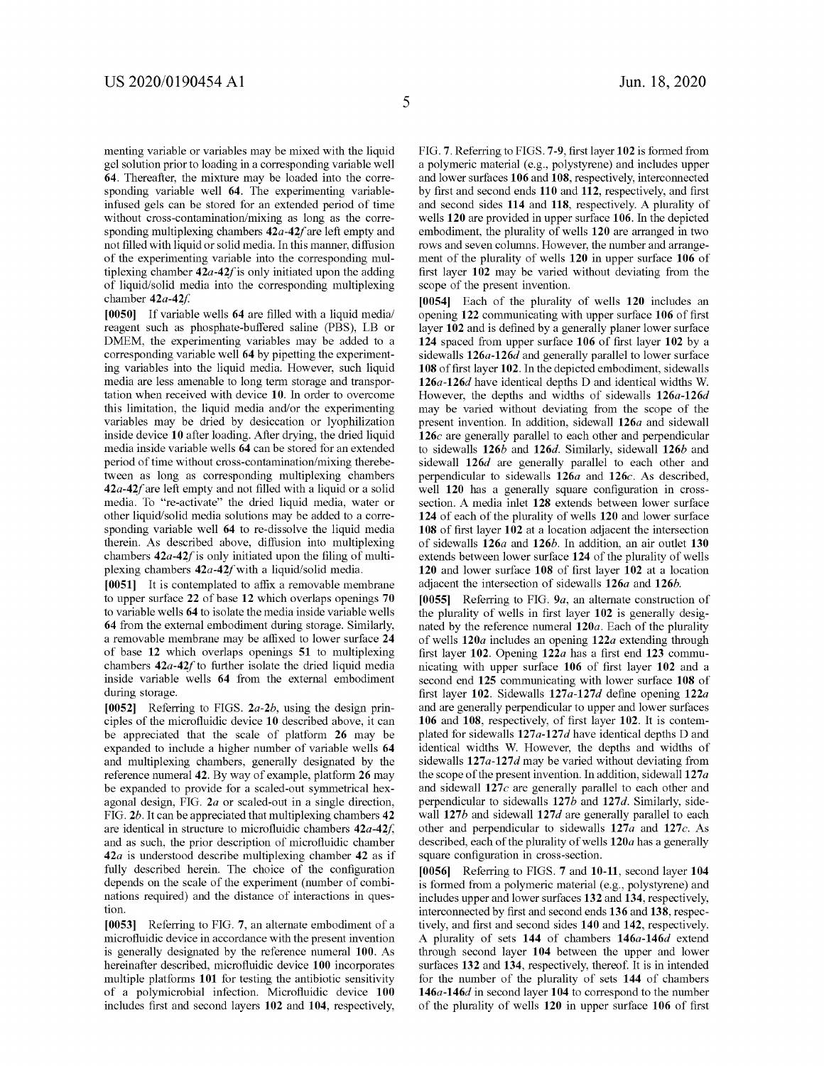menting variable or variables may be mixed with the liquid gel solution prior to loading in a corresponding variable well **64**. Thereafter, the mixture may be loaded into the corresponding variable well **64**. The experimenting variable-infused gels can be stored for an extended period of time without cross-contamination/mixing as long as the corresponding multiplexing chambers **42***a*-**42***f* are left empty and not filled with liquid or solid media. In this manner, diffusion of the experimenting variable into the corresponding multiplexing chamber **42***a*-**42***f* is only initiated upon the adding of liquid/solid media into the corresponding multiplexing chamber **42***a*-**42***f*.

**[0050]** If variable wells **64** are filled with a liquid media/reagent such as phosphate-buffered saline (PBS), LB or DMEM, the experimenting variables may be added to a corresponding variable well **64** by pipetting the experimenting variables into the liquid media. However, such liquid media are less amenable to long term storage and transportation when received with device **10**. In order to overcome this limitation, the liquid media and/or the experimenting variables may be dried by desiccation or lyophilization inside device **10** after loading. After drying, the dried liquid media inside variable wells **64** can be stored for an extended period of time without cross-contamination/mixing therebetween as long as corresponding multiplexing chambers **42***a*-**42***f* are left empty and not filled with a liquid or a solid media. To "re-activate" the dried liquid media, water or other liquid/solid media solutions may be added to a corresponding variable well **64** to re-dissolve the liquid media therein. As described above, diffusion into multiplexing chambers **42***a*-**42***f* is only initiated upon the filing of multiplexing chambers **42***a*-**42***f* with a liquid/solid media.

**[0051]** It is contemplated to affix a removable membrane to upper surface **22** of base **12** which overlaps openings **70** to variable wells **64** to isolate the media inside variable wells **64** from the external embodiment during storage. Similarly, a removable membrane may be affixed to lower surface **24** of base **12** which overlaps openings **51** to multiplexing chambers **42***a*-**42***f* to further isolate the dried liquid media inside variable wells **64** from the external embodiment during storage.

**[0052]** Referring to FIGS. **2***a*-**2***b*, using the design principles of the microfluidic device **10** described above, it can be appreciated that the scale of platform **26** may be expanded to include a higher number of variable wells **64** and multiplexing chambers, generally designated by the reference numeral **42**. By way of example, platform **26** may be expanded to provide for a scaled-out symmetrical hexagonal design, FIG. **2***a* or scaled-out in a single direction, FIG. **2***b*. It can be appreciated that multiplexing chambers **42** are identical in structure to microfluidic chambers **42***a*-**42***f*, and as such, the prior description of microfluidic chamber **42***a* is understood describe multiplexing chamber **42** as if fully described herein. The choice of the configuration depends on the scale of the experiment (number of combinations required) and the distance of interactions in question.

**[0053]** Referring to FIG. **7**, an alternate embodiment of a microfluidic device in accordance with the present invention is generally designated by the reference numeral **100**. As hereinafter described, microfluidic device **100** incorporates multiple platforms **101** for testing the antibiotic sensitivity of a polymicrobial infection. Microfluidic device **100** includes first and second layers **102** and **104**, respectively, FIG. **7**. Referring to FIGS. **7**-**9**, first layer **102** is formed from a polymeric material (e.g., polystyrene) and includes upper and lower surfaces **106** and **108**, respectively, interconnected by first and second ends **110** and **112**, respectively, and first and second sides **114** and **118**, respectively. A plurality of wells **120** are provided in upper surface **106**. In the depicted embodiment, the plurality of wells **120** are arranged in two rows and seven columns. However, the number and arrangement of the plurality of wells **120** in upper surface **106** of first layer **102** may be varied without deviating from the scope of the present invention.

**[0054]** Each of the plurality of wells **120** includes an opening **122** communicating with upper surface **106** of first layer **102** and is defined by a generally planer lower surface **124** spaced from upper surface **106** of first layer **102** by a sidewalls **126***a*-**126***d* and generally parallel to lower surface **108** of first layer **102**. In the depicted embodiment, sidewalls **126***a*-**126***d* have identical depths D and identical widths W. However, the depths and widths of sidewalls **126***a*-**126***d* may be varied without deviating from the scope of the present invention. In addition, sidewall **126***a* and sidewall **126***c* are generally parallel to each other and perpendicular to sidewalls **126***b* and **126***d*. Similarly, sidewall **126***b* and sidewall **126***d* are generally parallel to each other and perpendicular to sidewalls **126***a* and **126***c*. As described, well **120** has a generally square configuration in cross-section. A media inlet **128** extends between lower surface **124** of each of the plurality of wells **120** and lower surface **108** of first layer **102** at a location adjacent the intersection of sidewalls **126***a* and **126***b*. In addition, an air outlet **130** extends between lower surface **124** of the plurality of wells **120** and lower surface **108** of first layer **102** at a location adjacent the intersection of sidewalls **126***a* and **126***b*.

**[0055]** Referring to FIG. **9***a*, an alternate construction of the plurality of wells in first layer **102** is generally designated by the reference numeral **120***a*. Each of the plurality of wells **120***a* includes an opening **122***a* extending through first layer **102**. Opening **122***a* has a first end **123** communicating with upper surface **106** of first layer **102** and a second end **125** communicating with lower surface **108** of first layer **102**. Sidewalls **127***a*-**127***d* define opening **122***a* and are generally perpendicular to upper and lower surfaces **106** and **108**, respectively, of first layer **102**. It is contemplated for sidewalls **127***a*-**127***d* have identical depths D and identical widths W. However, the depths and widths of sidewalls **127***a*-**127***d* may be varied without deviating from the scope of the present invention. In addition, sidewall **127***a* and sidewall **127***c* are generally parallel to each other and perpendicular to sidewalls **127***b* and **127***d*. Similarly, sidewall **127***b* and sidewall **127***d* are generally parallel to each other and perpendicular to sidewalls **127***a* and **127***c*. As described, each of the plurality of wells **120***a* has a generally square configuration in cross-section.

**[0056]** Referring to FIGS. **7** and **10**-**11**, second layer **104** is formed from a polymeric material (e.g., polystyrene) and includes upper and lower surfaces **132** and **134**, respectively, interconnected by first and second ends **136** and **138**, respectively, and first and second sides **140** and **142**, respectively. A plurality of sets **144** of chambers **146***a*-**146***d* extend through second layer **104** between the upper and lower surfaces **132** and **134**, respectively, thereof. It is in intended for the number of the plurality of sets **144** of chambers **146***a*-**146***d* in second layer **104** to correspond to the number of the plurality of wells **120** in upper surface **106** of first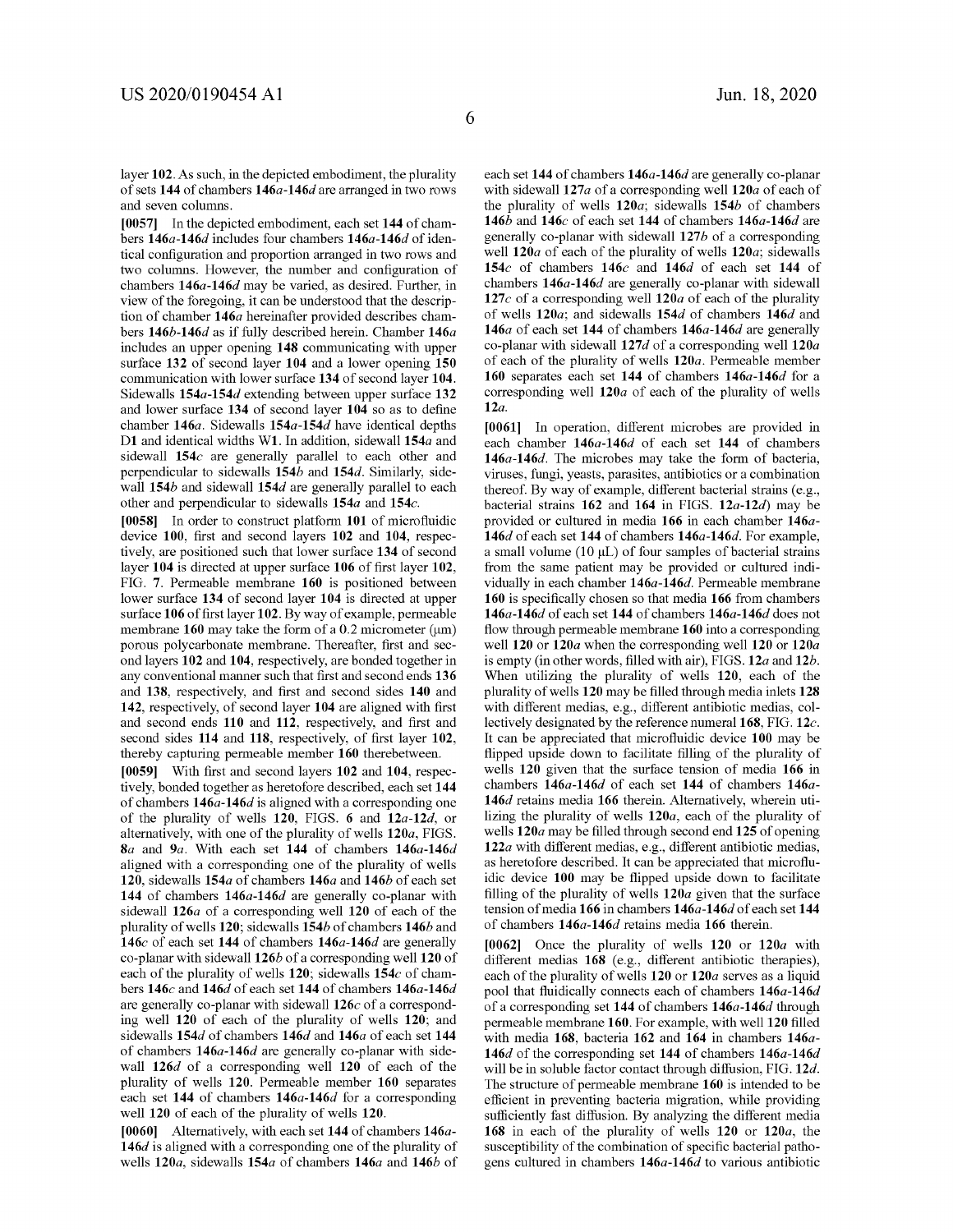layer **102**. As such, in the depicted embodiment, the plurality of sets **144** of chambers **146***a*-**146***d* are arranged in two rows and seven columns.

**[0057]** In the depicted embodiment, each set **144** of chambers **146***a*-**146***d* includes four chambers **146***a*-**146***d* of identical configuration and proportion arranged in two rows and two columns. However, the number and configuration of chambers **146***a*-**146***d* may be varied, as desired. Further, in view of the foregoing, it can be understood that the description of chamber **146***a* hereinafter provided describes chambers **146***b*-**146***d* as if fully described herein. Chamber **146***a* includes an upper opening **148** communicating with upper surface **132** of second layer **104** and a lower opening **150** communication with lower surface **134** of second layer **104**. Sidewalls **154***a*-**154***d* extending between upper surface **132** and lower surface **134** of second layer **104** so as to define chamber **146***a*. Sidewalls **154***a*-**154***d* have identical depths D1 and identical widths W1. In addition, sidewall **154***a* and sidewall **154***c* are generally parallel to each other and perpendicular to sidewalls **154***b* and **154***d*. Similarly, sidewall **154***b* and sidewall **154***d* are generally parallel to each other and perpendicular to sidewalls **154***a* and **154***c*.

**[0058]** In order to construct platform **101** of microfluidic device **100**, first and second layers **102** and **104**, respectively, are positioned such that lower surface **134** of second layer **104** is directed at upper surface **106** of first layer **102**, FIG. **7**. Permeable membrane **160** is positioned between lower surface **134** of second layer **104** is directed at upper surface **106** of first layer **102**. By way of example, permeable membrane **160** may take the form of a 0.2 micrometer (μm) porous polycarbonate membrane. Thereafter, first and second layers **102** and **104**, respectively, are bonded together in any conventional manner such that first and second ends **136** and **138**, respectively, and first and second sides **140** and **142**, respectively, of second layer **104** are aligned with first and second ends **110** and **112**, respectively, and first and second sides **114** and **118**, respectively, of first layer **102**, thereby capturing permeable member **160** therebetween.

**[0059]** With first and second layers **102** and **104**, respectively, bonded together as heretofore described, each set **144** of chambers **146***a*-**146***d* is aligned with a corresponding one of the plurality of wells **120**, FIGS. **6** and **12***a*-**12***d*, or alternatively, with one of the plurality of wells **120***a*, FIGS. **8***a* and **9***a*. With each set **144** of chambers **146***a*-**146***d* aligned with a corresponding one of the plurality of wells **120**, sidewalls **154***a* of chambers **146***a* and **146***b* of each set **144** of chambers **146***a*-**146***d* are generally co-planar with sidewall **126***a* of a corresponding well **120** of each of the plurality of wells **120**; sidewalls **154***b* of chambers **146***b* and **146***c* of each set **144** of chambers **146***a*-**146***d* are generally co-planar with sidewall **126***b* of a corresponding well **120** of each of the plurality of wells **120**; sidewalls **154***c* of chambers **146***c* and **146***d* of each set **144** of chambers **146***a*-**146***d* are generally co-planar with sidewall **126***c* of a corresponding well **120** of each of the plurality of wells **120**; and sidewalls **154***d* of chambers **146***d* and **146***a* of each set **144** of chambers **146***a*-**146***d* are generally co-planar with sidewall **126***d* of a corresponding well **120** of each of the plurality of wells **120**. Permeable member **160** separates each set **144** of chambers **146***a*-**146***d* for a corresponding well **120** of each of the plurality of wells **120**.

**[0060]** Alternatively, with each set **144** of chambers **146***a*-**146***d* is aligned with a corresponding one of the plurality of wells **120***a*, sidewalls **154***a* of chambers **146***a* and **146***b* of each set **144** of chambers **146***a*-**146***d* are generally co-planar with sidewall **127***a* of a corresponding well **120***a* of each of the plurality of wells **120***a*; sidewalls **154***b* of chambers **146***b* and **146***c* of each set **144** of chambers **146***a*-**146***d* are generally co-planar with sidewall **127***b* of a corresponding well **120***a* of each of the plurality of wells **120***a*; sidewalls **154***c* of chambers **146***c* and **146***d* of each set **144** of chambers **146***a*-**146***d* are generally co-planar with sidewall **127***c* of a corresponding well **120***a* of each of the plurality of wells **120***a*; and sidewalls **154***d* of chambers **146***d* and **146***a* of each set **144** of chambers **146***a*-**146***d* are generally co-planar with sidewall **127***d* of a corresponding well **120***a* of each of the plurality of wells **120***a*. Permeable member **160** separates each set **144** of chambers **146***a*-**146***d* for a corresponding well **120***a* of each of the plurality of wells **12***a*.

**[0061]** In operation, different microbes are provided in each chamber **146***a*-**146***d* of each set **144** of chambers **146***a*-**146***d*. The microbes may take the form of bacteria, viruses, fungi, yeasts, parasites, antibiotics or a combination thereof. By way of example, different bacterial strains (e.g., bacterial strains **162** and **164** in FIGS. **12***a*-**12***d*) may be provided or cultured in media **166** in each chamber **146***a*-**146***d* of each set **144** of chambers **146***a*-**146***d*. For example, a small volume (10 μL) of four samples of bacterial strains from the same patient may be provided or cultured individually in each chamber **146***a*-**146***d*. Permeable membrane **160** is specifically chosen so that media **166** from chambers **146***a*-**146***d* of each set **144** of chambers **146***a*-**146***d* does not flow through permeable membrane **160** into a corresponding well **120** or **120***a* when the corresponding well **120** or **120***a* is empty (in other words, filled with air), FIGS. **12***a* and **12***b*. When utilizing the plurality of wells **120**, each of the plurality of wells **120** may be filled through media inlets **128** with different medias, e.g., different antibiotic medias, collectively designated by the reference numeral **168**, FIG. **12***c*. It can be appreciated that microfluidic device **100** may be flipped upside down to facilitate filling of the plurality of wells **120** given that the surface tension of media **166** in chambers **146***a*-**146***d* of each set **144** of chambers **146***a*-**146***d* retains media **166** therein. Alternatively, wherein utilizing the plurality of wells **120***a*, each of the plurality of wells **120***a* may be filled through second end **125** of opening **122***a* with different medias, e.g., different antibiotic medias, as heretofore described. It can be appreciated that microfluidic device **100** may be flipped upside down to facilitate filling of the plurality of wells **120***a* given that the surface tension of media **166** in chambers **146***a*-**146***d* of each set **144** of chambers **146***a*-**146***d* retains media **166** therein.

**[0062]** Once the plurality of wells **120** or **120***a* with different medias **168** (e.g., different antibiotic therapies), each of the plurality of wells **120** or **120***a* serves as a liquid pool that fluidically connects each of chambers **146***a*-**146***d* of a corresponding set **144** of chambers **146***a*-**146***d* through permeable membrane **160**. For example, with well **120** filled with media **168**, bacteria **162** and **164** in chambers **146***a*-**146***d* of the corresponding set **144** of chambers **146***a*-**146***d* will be in soluble factor contact through diffusion, FIG. **12***d*. The structure of permeable membrane **160** is intended to be efficient in preventing bacteria migration, while providing sufficiently fast diffusion. By analyzing the different media **168** in each of the plurality of wells **120** or **120***a*, the susceptibility of the combination of specific bacterial pathogens cultured in chambers **146***a*-**146***d* to various antibiotic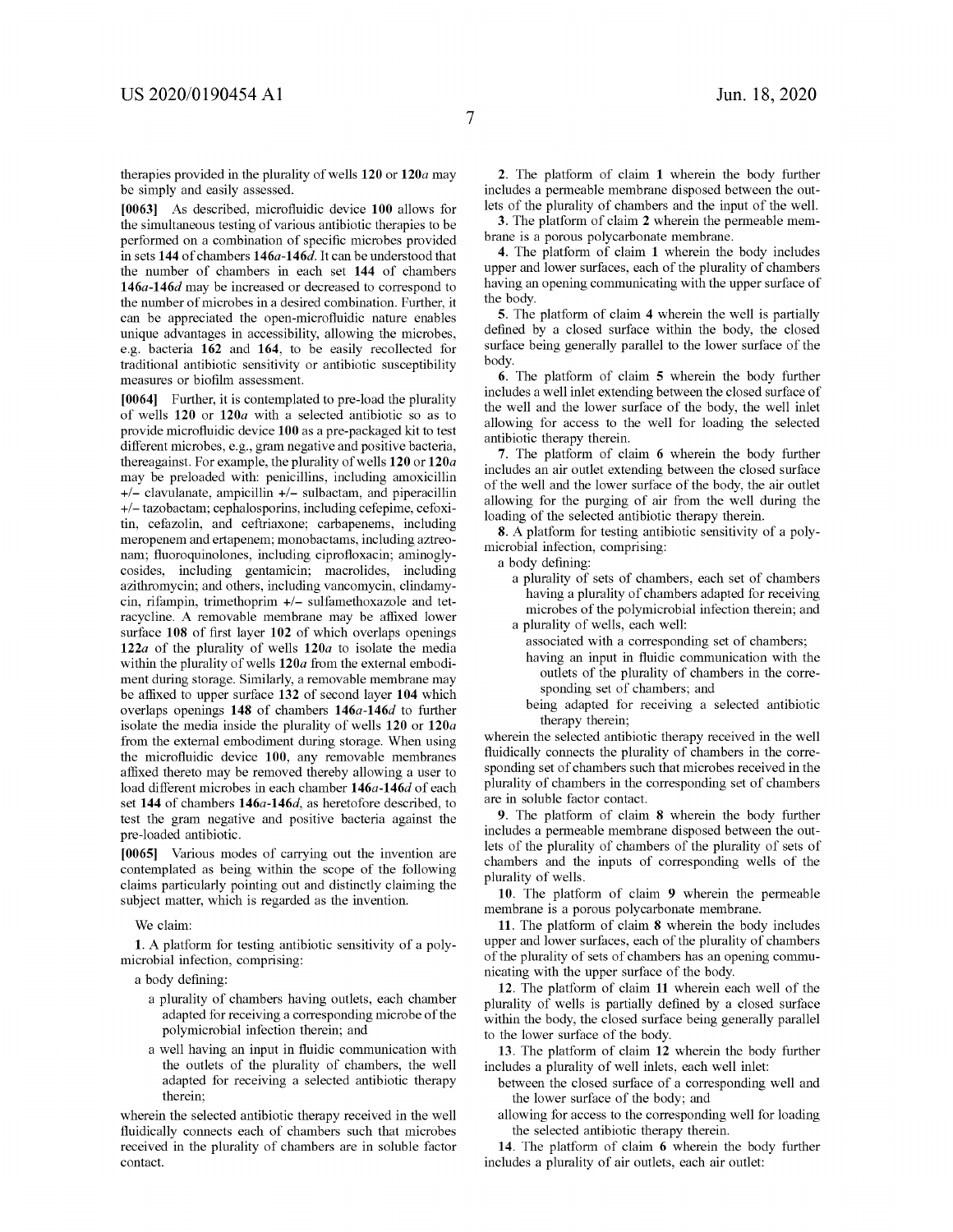therapies provided in the plurality of wells **120** or **120***a* may be simply and easily assessed.

**[0063]** As described, microfluidic device **100** allows for the simultaneous testing of various antibiotic therapies to be performed on a combination of specific microbes provided in sets **144** of chambers **146***a*-**146***d*. It can be understood that the number of chambers in each set **144** of chambers **146***a*-**146***d* may be increased or decreased to correspond to the number of microbes in a desired combination. Further, it can be appreciated the open-microfluidic nature enables unique advantages in accessibility, allowing the microbes, e.g. bacteria **162** and **164**, to be easily recollected for traditional antibiotic sensitivity or antibiotic susceptibility measures or biofilm assessment.

**[0064]** Further, it is contemplated to pre-load the plurality of wells **120** or **120***a* with a selected antibiotic so as to provide microfluidic device **100** as a pre-packaged kit to test different microbes, e.g., gram negative and positive bacteria, thereagainst. For example, the plurality of wells **120** or **120***a* may be preloaded with: penicillins, including amoxicillin +/− clavulanate, ampicillin +/− sulbactam, and piperacillin +/− tazobactam; cephalosporins, including cefepime, cefoxitin, cefazolin, and ceftriaxone; carbapenems, including meropenem and ertapenem; monobactams, including aztreonam; fluoroquinolones, including ciprofloxacin; aminoglycosides, including gentamicin; macrolides, including azithromycin; and others, including vancomycin, clindamycin, rifampin, trimethoprim +/− sulfamethoxazole and tetracycline. A removable membrane may be affixed lower surface **108** of first layer **102** of which overlaps openings **122***a* of the plurality of wells **120***a* to isolate the media within the plurality of wells **120***a* from the external embodiment during storage. Similarly, a removable membrane may be affixed to upper surface **132** of second layer **104** which overlaps openings **148** of chambers **146***a*-**146***d* to further isolate the media inside the plurality of wells **120** or **120***a* from the external embodiment during storage. When using the microfluidic device **100**, any removable membranes affixed thereto may be removed thereby allowing a user to load different microbes in each chamber **146***a*-**146***d* of each set **144** of chambers **146***a*-**146***d*, as heretofore described, to test the gram negative and positive bacteria against the pre-loaded antibiotic.

**[0065]** Various modes of carrying out the invention are contemplated as being within the scope of the following claims particularly pointing out and distinctly claiming the subject matter, which is regarded as the invention.

We claim:

**1**. A platform for testing antibiotic sensitivity of a polymicrobial infection, comprising:

a body defining:

a plurality of chambers having outlets, each chamber adapted for receiving a corresponding microbe of the polymicrobial infection therein; and

a well having an input in fluidic communication with the outlets of the plurality of chambers, the well adapted for receiving a selected antibiotic therapy therein;

wherein the selected antibiotic therapy received in the well fluidically connects each of chambers such that microbes received in the plurality of chambers are in soluble factor contact.

**2**. The platform of claim **1** wherein the body further includes a permeable membrane disposed between the outlets of the plurality of chambers and the input of the well.

**3**. The platform of claim **2** wherein the permeable membrane is a porous polycarbonate membrane.

**4**. The platform of claim **1** wherein the body includes upper and lower surfaces, each of the plurality of chambers having an opening communicating with the upper surface of the body.

**5**. The platform of claim **4** wherein the well is partially defined by a closed surface within the body, the closed surface being generally parallel to the lower surface of the body.

**6**. The platform of claim **5** wherein the body further includes a well inlet extending between the closed surface of the well and the lower surface of the body, the well inlet allowing for access to the well for loading the selected antibiotic therapy therein.

**7**. The platform of claim **6** wherein the body further includes an air outlet extending between the closed surface of the well and the lower surface of the body, the air outlet allowing for the purging of air from the well during the loading of the selected antibiotic therapy therein.

**8**. A platform for testing antibiotic sensitivity of a polymicrobial infection, comprising:

a body defining:

a plurality of sets of chambers, each set of chambers having a plurality of chambers adapted for receiving microbes of the polymicrobial infection therein; and

a plurality of wells, each well:

associated with a corresponding set of chambers;

having an input in fluidic communication with the outlets of the plurality of chambers in the corresponding set of chambers; and

being adapted for receiving a selected antibiotic therapy therein;

wherein the selected antibiotic therapy received in the well fluidically connects the plurality of chambers in the corresponding set of chambers such that microbes received in the plurality of chambers in the corresponding set of chambers are in soluble factor contact.

**9**. The platform of claim **8** wherein the body further includes a permeable membrane disposed between the outlets of the plurality of chambers of the plurality of sets of chambers and the inputs of corresponding wells of the plurality of wells.

**10**. The platform of claim **9** wherein the permeable membrane is a porous polycarbonate membrane.

**11**. The platform of claim **8** wherein the body includes upper and lower surfaces, each of the plurality of chambers of the plurality of sets of chambers has an opening communicating with the upper surface of the body.

**12**. The platform of claim **11** wherein each well of the plurality of wells is partially defined by a closed surface within the body, the closed surface being generally parallel to the lower surface of the body.

**13**. The platform of claim **12** wherein the body further includes a plurality of well inlets, each well inlet:

between the closed surface of a corresponding well and the lower surface of the body; and

allowing for access to the corresponding well for loading the selected antibiotic therapy therein.

**14**. The platform of claim **6** wherein the body further includes a plurality of air outlets, each air outlet: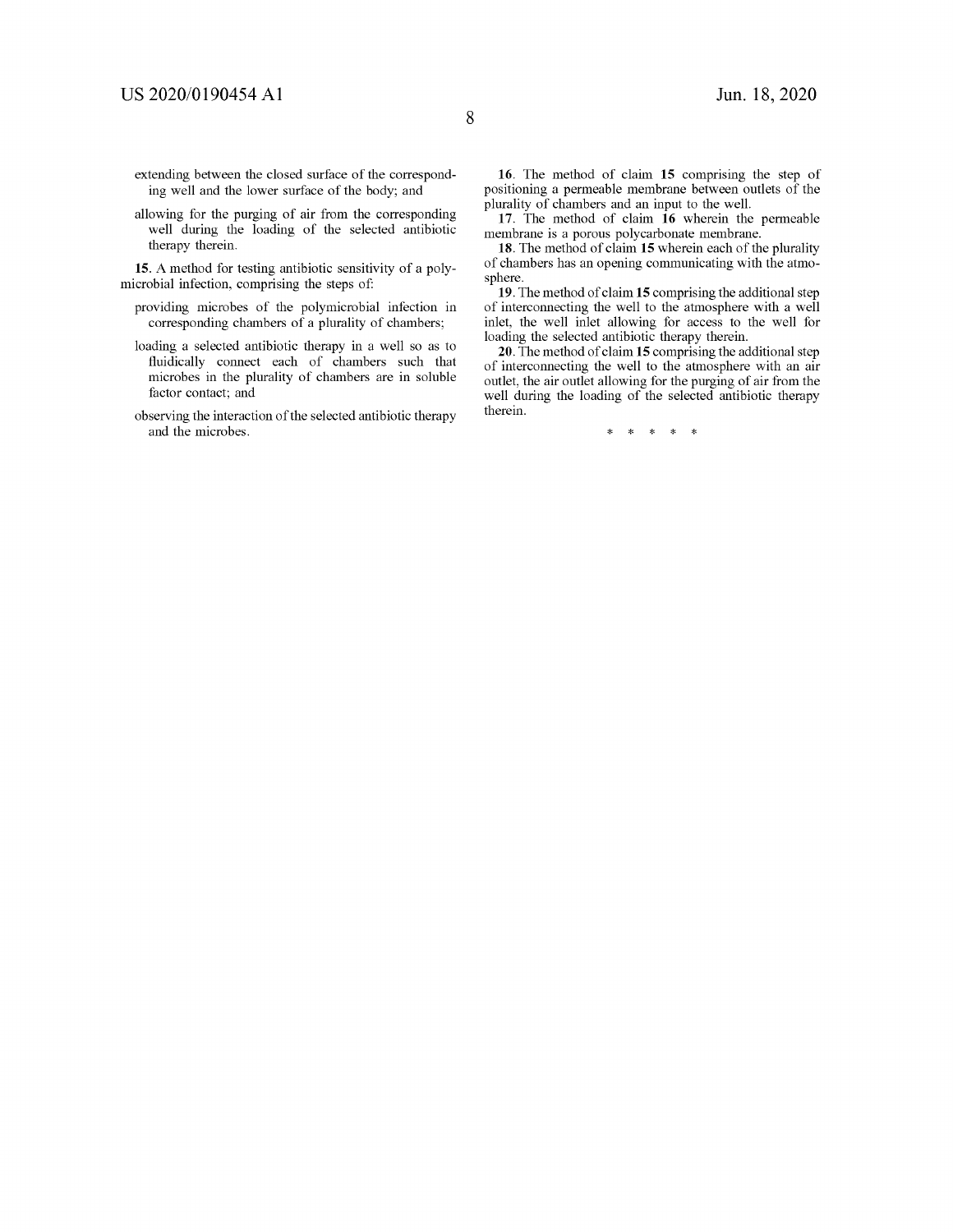extending between the closed surface of the corresponding well and the lower surface of the body; and

allowing for the purging of air from the corresponding well during the loading of the selected antibiotic therapy therein.

**15**. A method for testing antibiotic sensitivity of a polymicrobial infection, comprising the steps of:

providing microbes of the polymicrobial infection in corresponding chambers of a plurality of chambers;

loading a selected antibiotic therapy in a well so as to fluidically connect each of chambers such that microbes in the plurality of chambers are in soluble factor contact; and

observing the interaction of the selected antibiotic therapy and the microbes.

**16**. The method of claim **15** comprising the step of positioning a permeable membrane between outlets of the plurality of chambers and an input to the well.

**17**. The method of claim **16** wherein the permeable membrane is a porous polycarbonate membrane.

**18**. The method of claim **15** wherein each of the plurality of chambers has an opening communicating with the atmosphere.

**19**. The method of claim **15** comprising the additional step of interconnecting the well to the atmosphere with a well inlet, the well inlet allowing for access to the well for loading the selected antibiotic therapy therein.

**20**. The method of claim **15** comprising the additional step of interconnecting the well to the atmosphere with an air outlet, the air outlet allowing for the purging of air from the well during the loading of the selected antibiotic therapy therein.

* * * * *